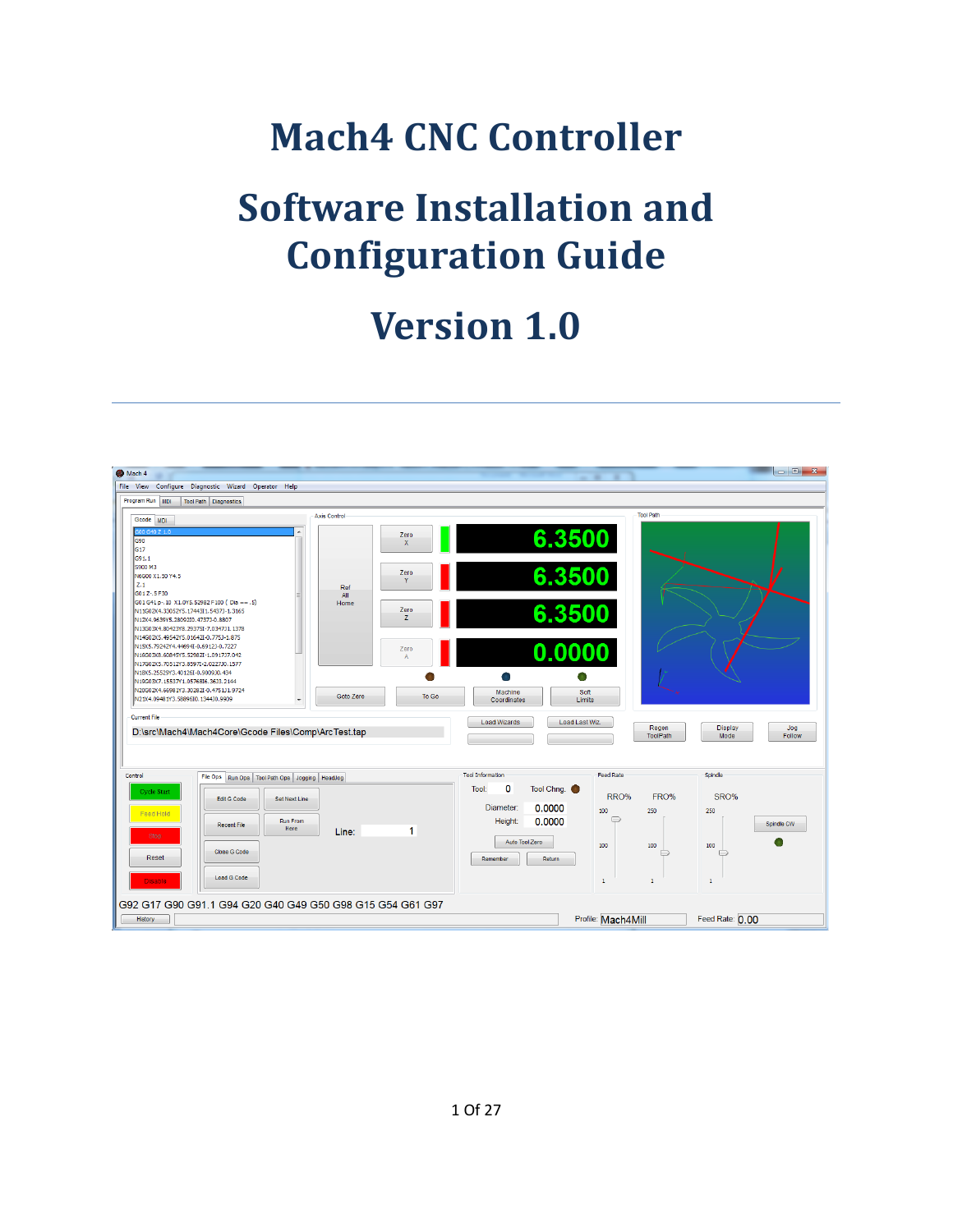# Mach4 CNC Controller

# Software Installation and Configuration Guide

# Version 1.0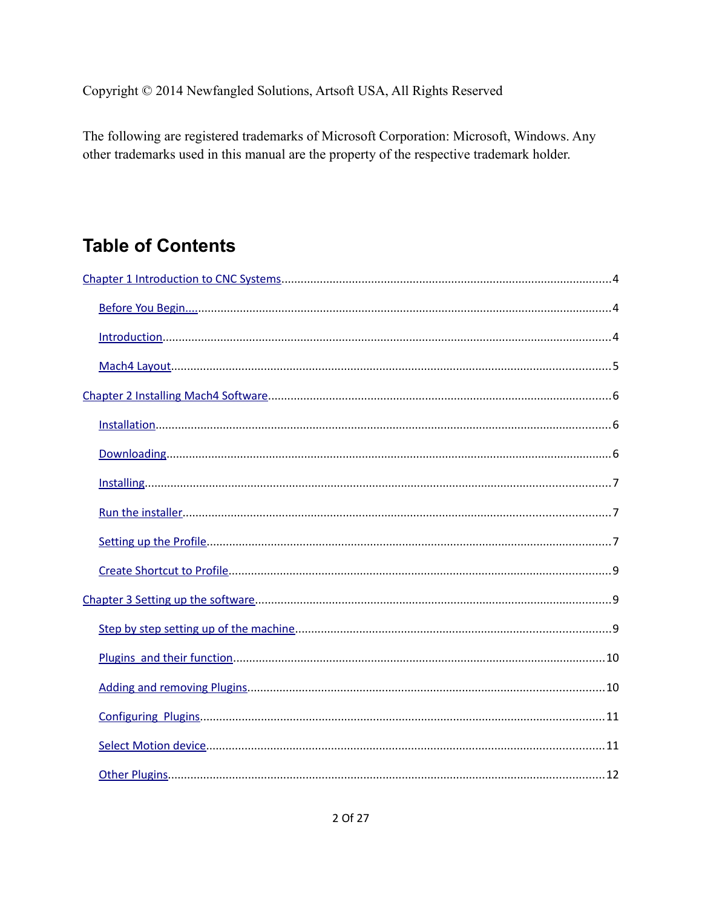Copyright © 2014 Newfangled Solutions, Artsoft USA, All Rights Reserved

The following are registered trademarks of Microsoft Corporation: Microsoft, Windows. Any other trademarks used in this manual are the property of the respective trademark holder.

# Table of Contents

Chapter 1 Introduction to CNC Systems....................4

- Before You Begin....................4
- Introduction....................4
- Mach4 Layout....................5

Chapter 2 Installing Mach4 Software....................6

- Installation....................6
- Downloading....................6
- Installing....................7
- Run the installer....................7
- Setting up the Profile....................7
- Create Shortcut to Profile....................9

Chapter 3 Setting up the software....................9

- Step by step setting up of the machine....................9
- Plugins and their function....................10
- Adding and removing Plugins....................10
- Configuring Plugins....................11
- Select Motion device....................11
- Other Plugins....................12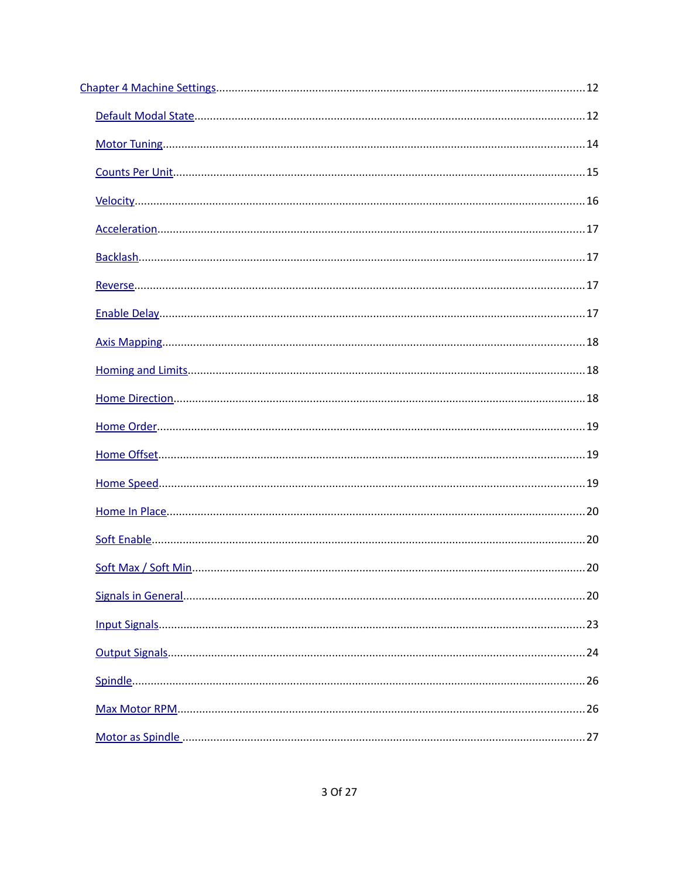Chapter 4 Machine Settings....................12

- Default Modal State....................12
- Motor Tuning....................14
- Counts Per Unit....................15
- Velocity....................16
- Acceleration....................17
- Backlash....................17
- Reverse....................17
- Enable Delay....................17
- Axis Mapping....................18
- Homing and Limits....................18
- Home Direction....................18
- Home Order....................19
- Home Offset....................19
- Home Speed....................19
- Home In Place....................20
- Soft Enable....................20
- Soft Max / Soft Min....................20
- Signals in General....................20
- Input Signals....................23
- Output Signals....................24
- Spindle....................26
- Max Motor RPM....................26
- Motor as Spindle....................27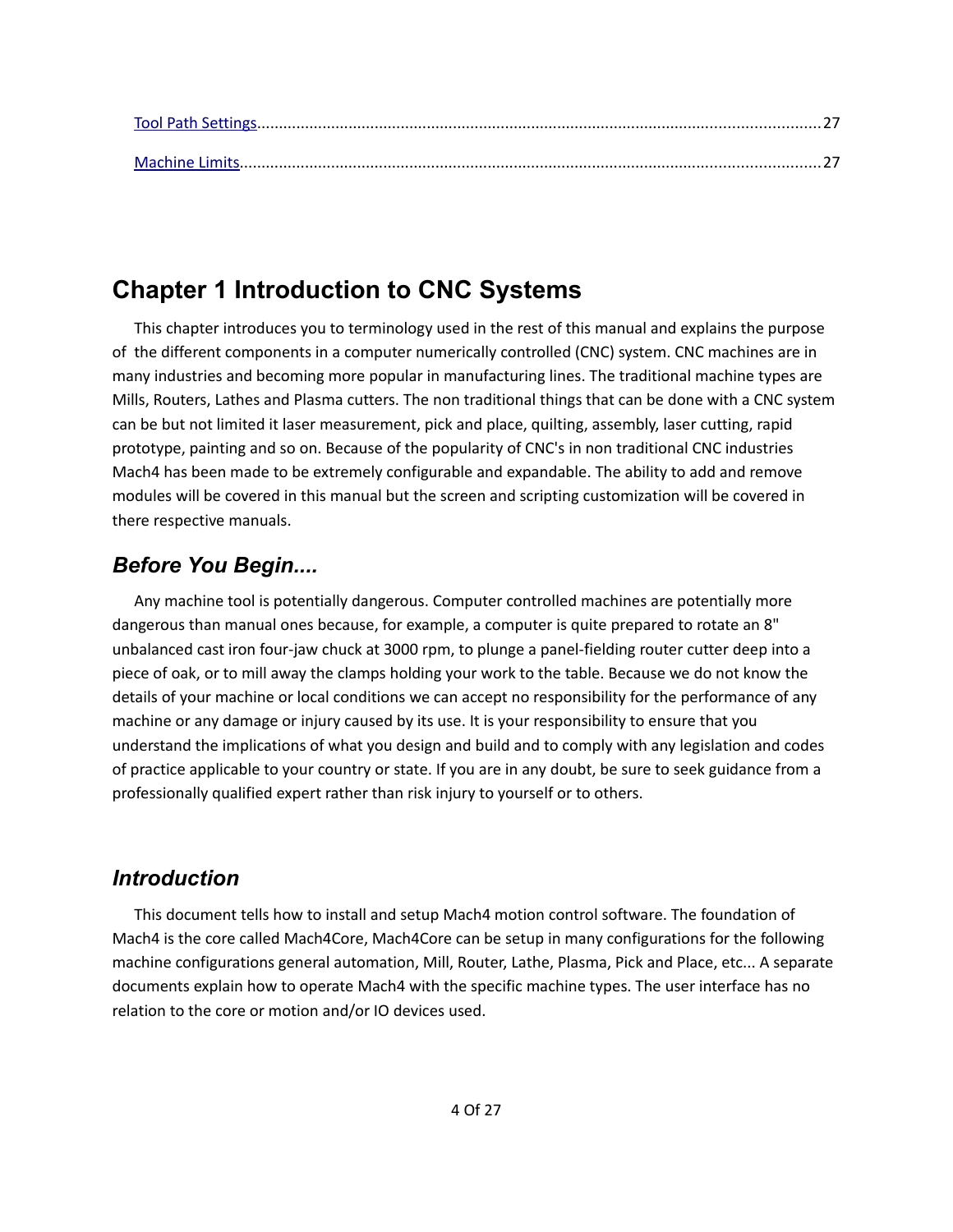[Tool Path Settings](#)................................................................................................................................27

[Machine Limits](#)....................................................................................................................................27

# Chapter 1 Introduction to CNC Systems

This chapter introduces you to terminology used in the rest of this manual and explains the purpose of the different components in a computer numerically controlled (CNC) system. CNC machines are in many industries and becoming more popular in manufacturing lines. The traditional machine types are Mills, Routers, Lathes and Plasma cutters. The non traditional things that can be done with a CNC system can be but not limited it laser measurement, pick and place, quilting, assembly, laser cutting, rapid prototype, painting and so on. Because of the popularity of CNC's in non traditional CNC industries Mach4 has been made to be extremely configurable and expandable. The ability to add and remove modules will be covered in this manual but the screen and scripting customization will be covered in there respective manuals.

## *Before You Begin....*

Any machine tool is potentially dangerous. Computer controlled machines are potentially more dangerous than manual ones because, for example, a computer is quite prepared to rotate an 8" unbalanced cast iron four-jaw chuck at 3000 rpm, to plunge a panel-fielding router cutter deep into a piece of oak, or to mill away the clamps holding your work to the table. Because we do not know the details of your machine or local conditions we can accept no responsibility for the performance of any machine or any damage or injury caused by its use. It is your responsibility to ensure that you understand the implications of what you design and build and to comply with any legislation and codes of practice applicable to your country or state. If you are in any doubt, be sure to seek guidance from a professionally qualified expert rather than risk injury to yourself or to others.

## *Introduction*

This document tells how to install and setup Mach4 motion control software. The foundation of Mach4 is the core called Mach4Core, Mach4Core can be setup in many configurations for the following machine configurations general automation, Mill, Router, Lathe, Plasma, Pick and Place, etc... A separate documents explain how to operate Mach4 with the specific machine types. The user interface has no relation to the core or motion and/or IO devices used.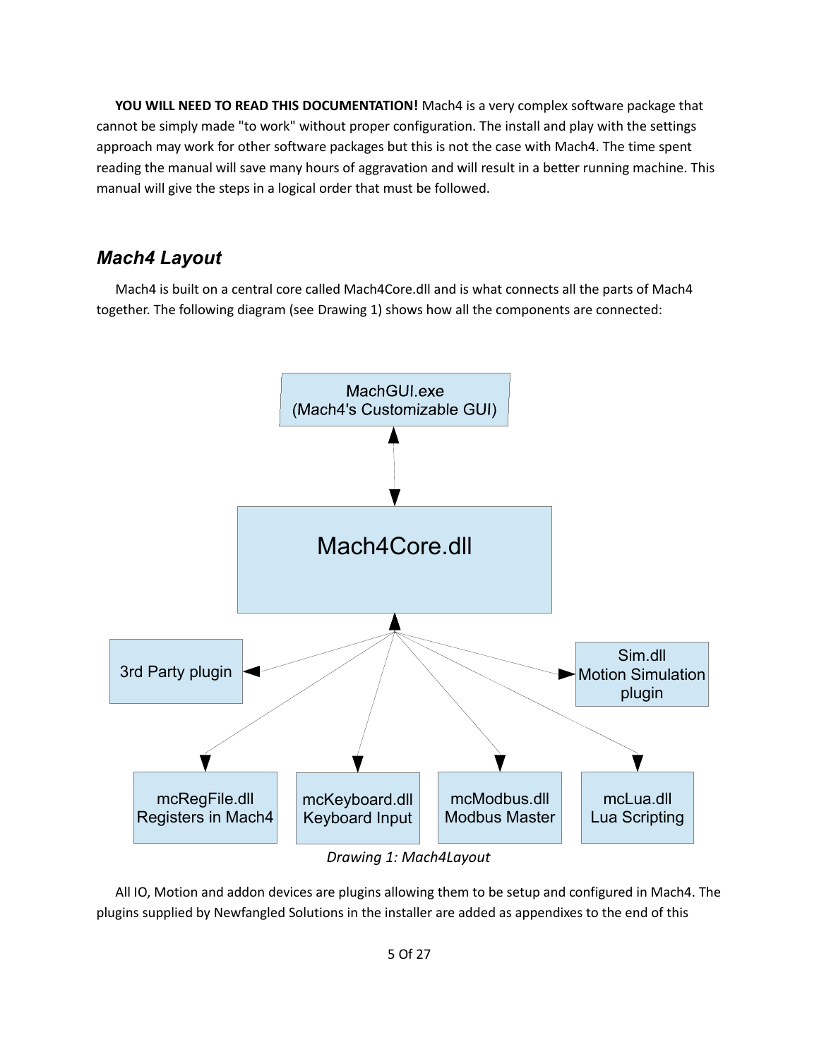**YOU WILL NEED TO READ THIS DOCUMENTATION!** Mach4 is a very complex software package that cannot be simply made "to work" without proper configuration. The install and play with the settings approach may work for other software packages but this is not the case with Mach4. The time spent reading the manual will save many hours of aggravation and will result in a better running machine. This manual will give the steps in a logical order that must be followed.

## *Mach4 Layout*

Mach4 is built on a central core called Mach4Core.dll and is what connects all the parts of Mach4 together. The following diagram (see Drawing 1) shows how all the components are connected:

MachGUI.exe (Mach4's Customizable GUI)

Mach4Core.dll

3rd Party plugin

Sim.dll Motion Simulation plugin

mcRegFile.dll Registers in Mach4

mcKeyboard.dll Keyboard Input

mcModbus.dll Modbus Master

mcLua.dll Lua Scripting

*Drawing 1: Mach4Layout*

All IO, Motion and addon devices are plugins allowing them to be setup and configured in Mach4. The plugins supplied by Newfangled Solutions in the installer are added as appendixes to the end of this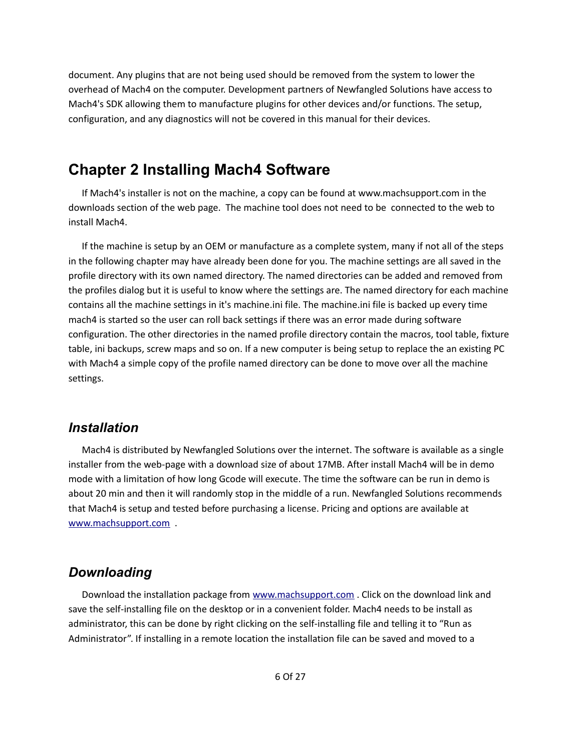document. Any plugins that are not being used should be removed from the system to lower the overhead of Mach4 on the computer. Development partners of Newfangled Solutions have access to Mach4's SDK allowing them to manufacture plugins for other devices and/or functions. The setup, configuration, and any diagnostics will not be covered in this manual for their devices.

# Chapter 2 Installing Mach4 Software

If Mach4's installer is not on the machine, a copy can be found at www.machsupport.com in the downloads section of the web page. The machine tool does not need to be connected to the web to install Mach4.

If the machine is setup by an OEM or manufacture as a complete system, many if not all of the steps in the following chapter may have already been done for you. The machine settings are all saved in the profile directory with its own named directory. The named directories can be added and removed from the profiles dialog but it is useful to know where the settings are. The named directory for each machine contains all the machine settings in it's machine.ini file. The machine.ini file is backed up every time mach4 is started so the user can roll back settings if there was an error made during software configuration. The other directories in the named profile directory contain the macros, tool table, fixture table, ini backups, screw maps and so on. If a new computer is being setup to replace the an existing PC with Mach4 a simple copy of the profile named directory can be done to move over all the machine settings.

## *Installation*

Mach4 is distributed by Newfangled Solutions over the internet. The software is available as a single installer from the web-page with a download size of about 17MB. After install Mach4 will be in demo mode with a limitation of how long Gcode will execute. The time the software can be run in demo is about 20 min and then it will randomly stop in the middle of a run. Newfangled Solutions recommends that Mach4 is setup and tested before purchasing a license. Pricing and options are available at [www.machsupport.com](http://www.machsupport.com) .

## *Downloading*

Download the installation package from [www.machsupport.com](http://www.machsupport.com) . Click on the download link and save the self-installing file on the desktop or in a convenient folder. Mach4 needs to be install as administrator, this can be done by right clicking on the self-installing file and telling it to "Run as Administrator". If installing in a remote location the installation file can be saved and moved to a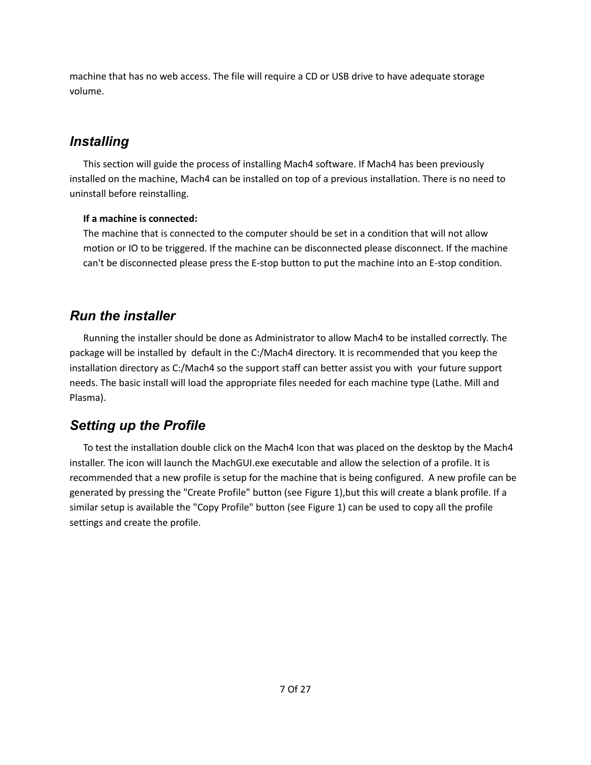machine that has no web access. The file will require a CD or USB drive to have adequate storage volume.

## *Installing*

This section will guide the process of installing Mach4 software. If Mach4 has been previously installed on the machine, Mach4 can be installed on top of a previous installation. There is no need to uninstall before reinstalling.

**If a machine is connected:**
The machine that is connected to the computer should be set in a condition that will not allow motion or IO to be triggered. If the machine can be disconnected please disconnect. If the machine can't be disconnected please press the E-stop button to put the machine into an E-stop condition.

## *Run the installer*

Running the installer should be done as Administrator to allow Mach4 to be installed correctly. The package will be installed by default in the C:/Mach4 directory. It is recommended that you keep the installation directory as C:/Mach4 so the support staff can better assist you with your future support needs. The basic install will load the appropriate files needed for each machine type (Lathe. Mill and Plasma).

## *Setting up the Profile*

To test the installation double click on the Mach4 Icon that was placed on the desktop by the Mach4 installer. The icon will launch the MachGUI.exe executable and allow the selection of a profile. It is recommended that a new profile is setup for the machine that is being configured. A new profile can be generated by pressing the "Create Profile" button (see Figure 1),but this will create a blank profile. If a similar setup is available the "Copy Profile" button (see Figure 1) can be used to copy all the profile settings and create the profile.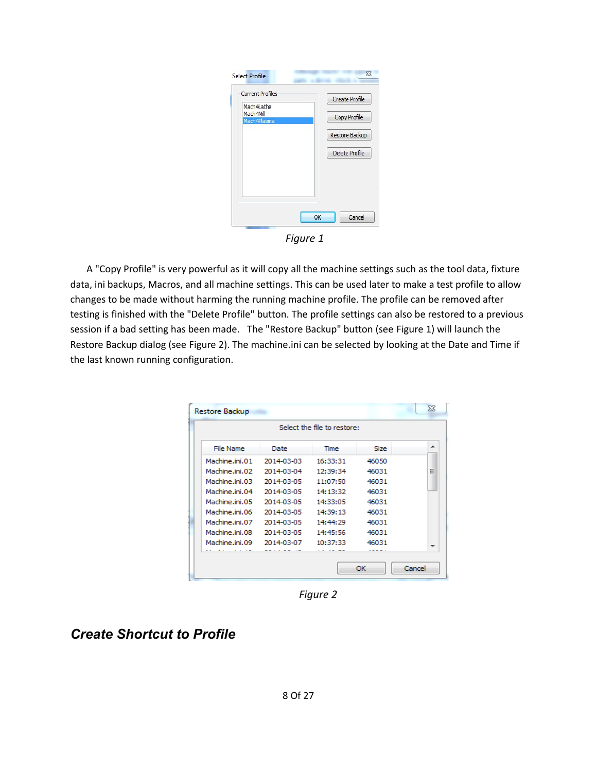Figure 1

A "Copy Profile" is very powerful as it will copy all the machine settings such as the tool data, fixture data, ini backups, Macros, and all machine settings. This can be used later to make a test profile to allow changes to be made without harming the running machine profile. The profile can be removed after testing is finished with the "Delete Profile" button. The profile settings can also be restored to a previous session if a bad setting has been made.   The "Restore Backup" button (see Figure 1) will launch the Restore Backup dialog (see Figure 2). The machine.ini can be selected by looking at the Date and Time if the last known running configuration.

Figure 2

## Create Shortcut to Profile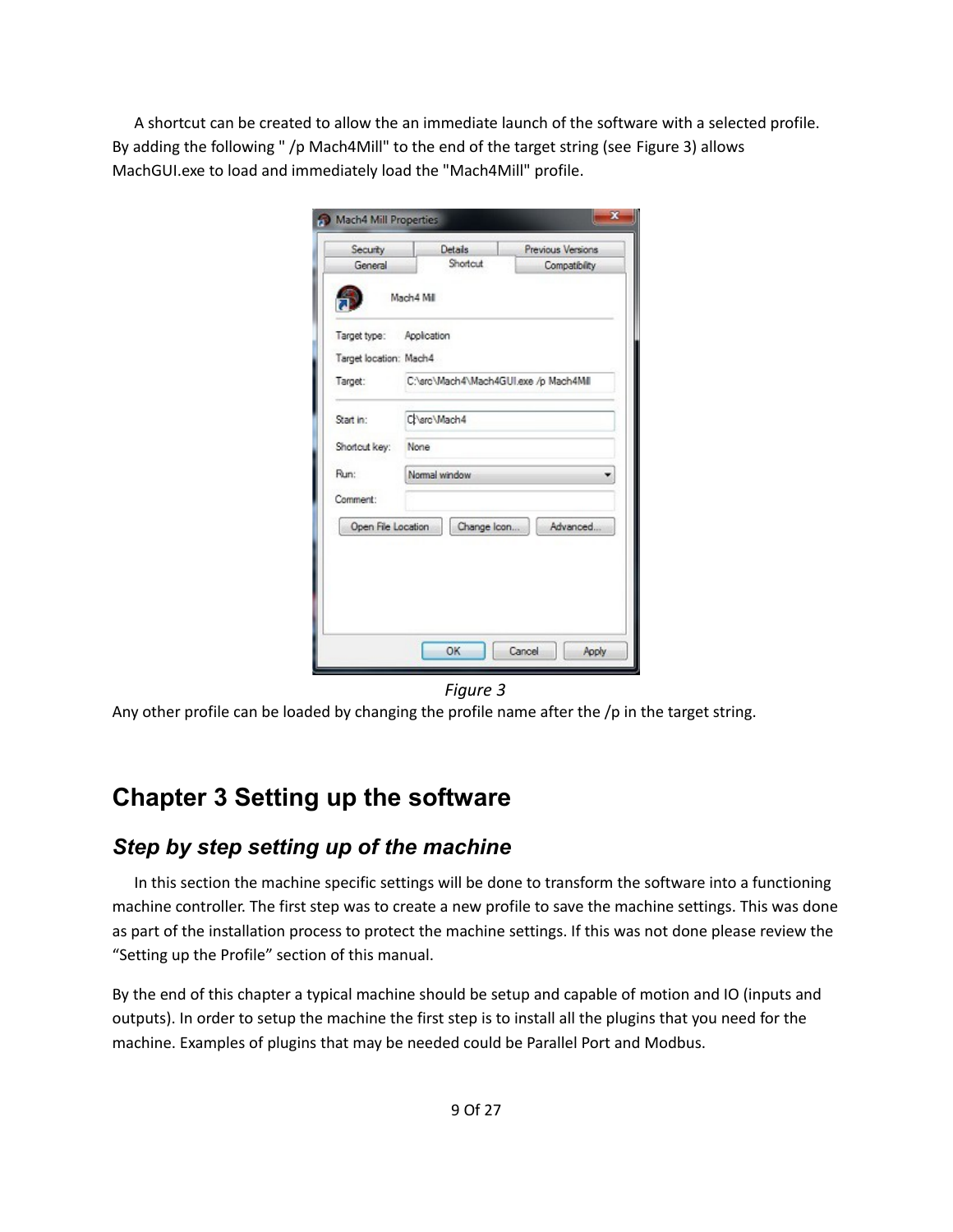A shortcut can be created to allow the an immediate launch of the software with a selected profile. By adding the following " /p Mach4Mill" to the end of the target string (see Figure 3) allows MachGUI.exe to load and immediately load the "Mach4Mill" profile.

*Figure 3*

Any other profile can be loaded by changing the profile name after the /p in the target string.

# Chapter 3 Setting up the software

## *Step by step setting up of the machine*

In this section the machine specific settings will be done to transform the software into a functioning machine controller. The first step was to create a new profile to save the machine settings. This was done as part of the installation process to protect the machine settings. If this was not done please review the "Setting up the Profile" section of this manual.

By the end of this chapter a typical machine should be setup and capable of motion and IO (inputs and outputs). In order to setup the machine the first step is to install all the plugins that you need for the machine. Examples of plugins that may be needed could be Parallel Port and Modbus.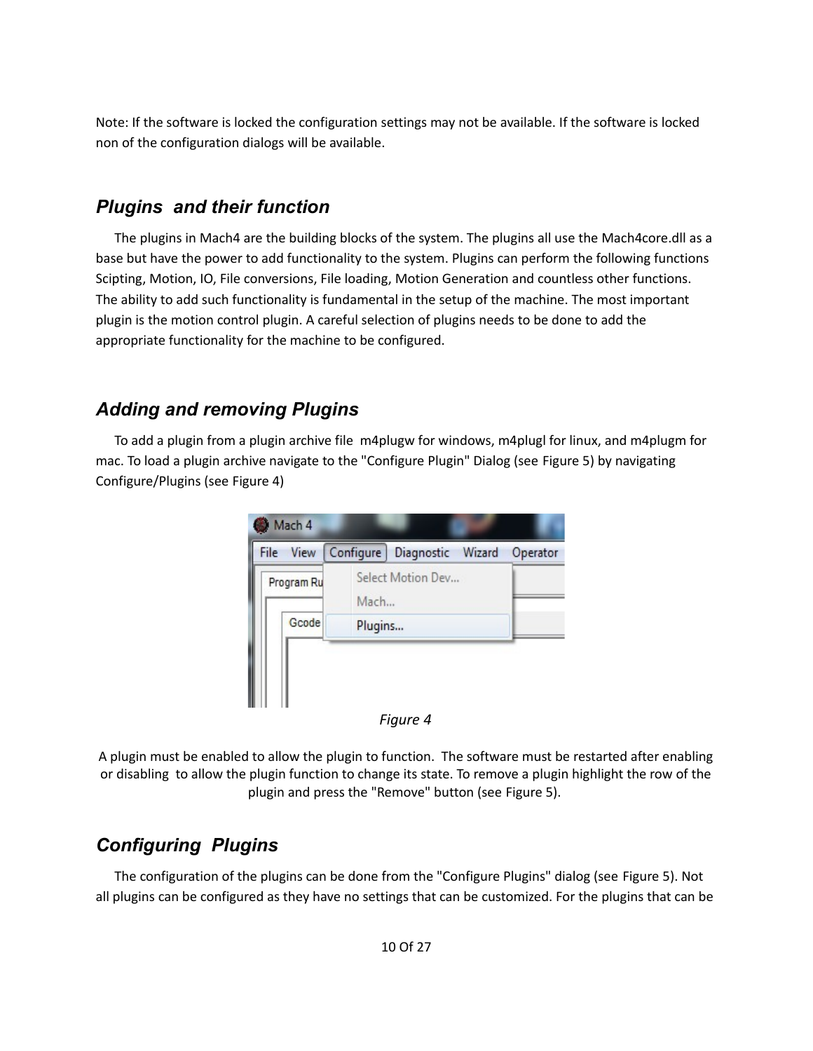Note: If the software is locked the configuration settings may not be available. If the software is locked non of the configuration dialogs will be available.

## *Plugins and their function*

The plugins in Mach4 are the building blocks of the system. The plugins all use the Mach4core.dll as a base but have the power to add functionality to the system. Plugins can perform the following functions Scipting, Motion, IO, File conversions, File loading, Motion Generation and countless other functions. The ability to add such functionality is fundamental in the setup of the machine. The most important plugin is the motion control plugin. A careful selection of plugins needs to be done to add the appropriate functionality for the machine to be configured.

## *Adding and removing Plugins*

To add a plugin from a plugin archive file m4plugw for windows, m4plugl for linux, and m4plugm for mac. To load a plugin archive navigate to the "Configure Plugin" Dialog (see Figure 5) by navigating Configure/Plugins (see Figure 4)

*Figure 4*

A plugin must be enabled to allow the plugin to function. The software must be restarted after enabling or disabling to allow the plugin function to change its state. To remove a plugin highlight the row of the plugin and press the "Remove" button (see Figure 5).

## *Configuring Plugins*

The configuration of the plugins can be done from the "Configure Plugins" dialog (see Figure 5). Not all plugins can be configured as they have no settings that can be customized. For the plugins that can be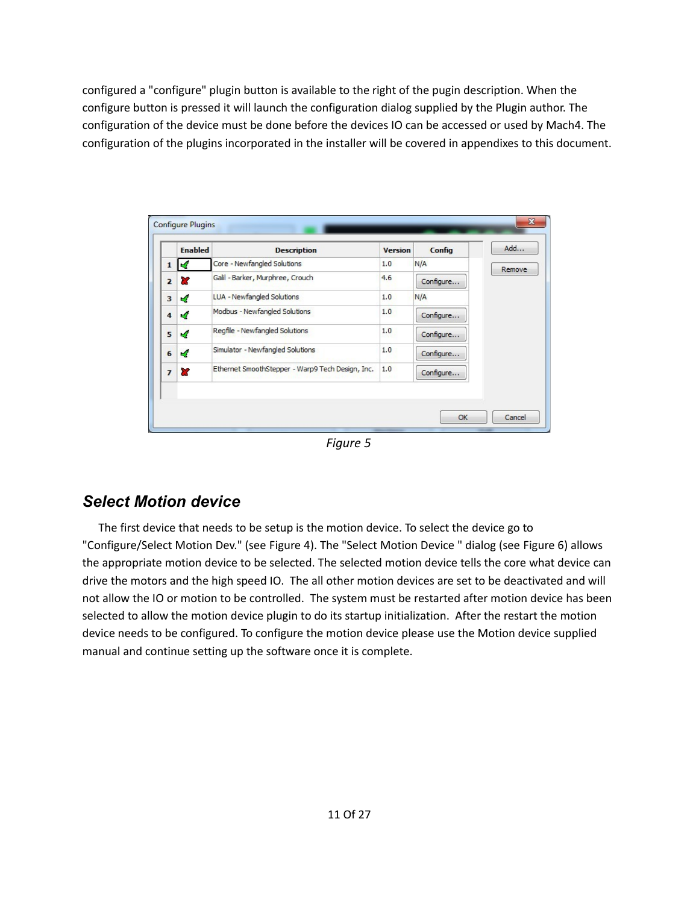configured a "configure" plugin button is available to the right of the pugin description. When the configure button is pressed it will launch the configuration dialog supplied by the Plugin author. The configuration of the device must be done before the devices IO can be accessed or used by Mach4. The configuration of the plugins incorporated in the installer will be covered in appendixes to this document.

*Figure 5*

## *Select Motion device*

The first device that needs to be setup is the motion device. To select the device go to "Configure/Select Motion Dev." (see Figure 4). The "Select Motion Device " dialog (see Figure 6) allows the appropriate motion device to be selected. The selected motion device tells the core what device can drive the motors and the high speed IO. The all other motion devices are set to be deactivated and will not allow the IO or motion to be controlled. The system must be restarted after motion device has been selected to allow the motion device plugin to do its startup initialization. After the restart the motion device needs to be configured. To configure the motion device please use the Motion device supplied manual and continue setting up the software once it is complete.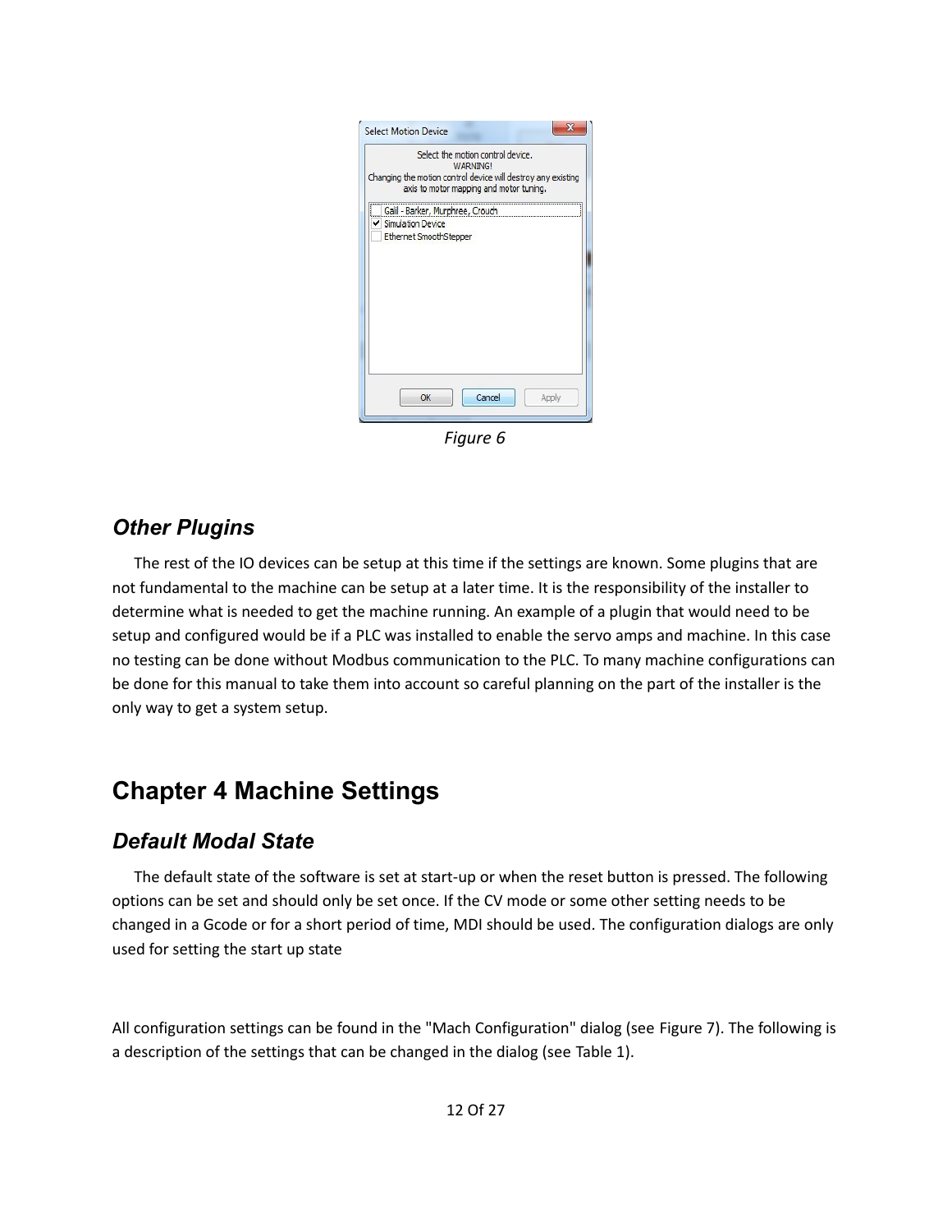Figure 6

## *Other Plugins*

The rest of the IO devices can be setup at this time if the settings are known. Some plugins that are not fundamental to the machine can be setup at a later time. It is the responsibility of the installer to determine what is needed to get the machine running. An example of a plugin that would need to be setup and configured would be if a PLC was installed to enable the servo amps and machine. In this case no testing can be done without Modbus communication to the PLC. To many machine configurations can be done for this manual to take them into account so careful planning on the part of the installer is the only way to get a system setup.

# Chapter 4 Machine Settings

## *Default Modal State*

The default state of the software is set at start-up or when the reset button is pressed. The following options can be set and should only be set once. If the CV mode or some other setting needs to be changed in a Gcode or for a short period of time, MDI should be used. The configuration dialogs are only used for setting the start up state

All configuration settings can be found in the "Mach Configuration" dialog (see Figure 7). The following is a description of the settings that can be changed in the dialog (see Table 1).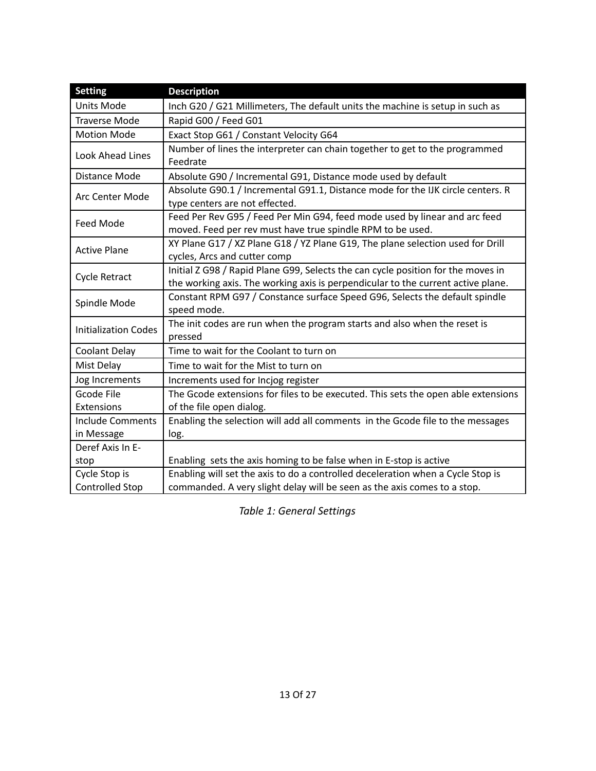| Setting | Description |
|---|---|
| Units Mode | Inch G20 / G21 Millimeters, The default units the machine is setup in such as |
| Traverse Mode | Rapid G00 / Feed G01 |
| Motion Mode | Exact Stop G61 / Constant Velocity G64 |
| Look Ahead Lines | Number of lines the interpreter can chain together to get to the programmed Feedrate |
| Distance Mode | Absolute G90 / Incremental G91, Distance mode used by default |
| Arc Center Mode | Absolute G90.1 / Incremental G91.1, Distance mode for the IJK circle centers. R type centers are not effected. |
| Feed Mode | Feed Per Rev G95 / Feed Per Min G94, feed mode used by linear and arc feed moved. Feed per rev must have true spindle RPM to be used. |
| Active Plane | XY Plane G17 / XZ Plane G18 / YZ Plane G19, The plane selection used for Drill cycles, Arcs and cutter comp |
| Cycle Retract | Initial Z G98 / Rapid Plane G99, Selects the can cycle position for the moves in the working axis. The working axis is perpendicular to the current active plane. |
| Spindle Mode | Constant RPM G97 / Constance surface Speed G96, Selects the default spindle speed mode. |
| Initialization Codes | The init codes are run when the program starts and also when the reset is pressed |
| Coolant Delay | Time to wait for the Coolant to turn on |
| Mist Delay | Time to wait for the Mist to turn on |
| Jog Increments | Increments used for Incjog register |
| Gcode File Extensions | The Gcode extensions for files to be executed. This sets the open able extensions of the file open dialog. |
| Include Comments in Message | Enabling the selection will add all comments in the Gcode file to the messages log. |
| Deref Axis In E-stop | Enabling sets the axis homing to be false when in E-stop is active |
| Cycle Stop is Controlled Stop | Enabling will set the axis to do a controlled deceleration when a Cycle Stop is commanded. A very slight delay will be seen as the axis comes to a stop. |

*Table 1: General Settings*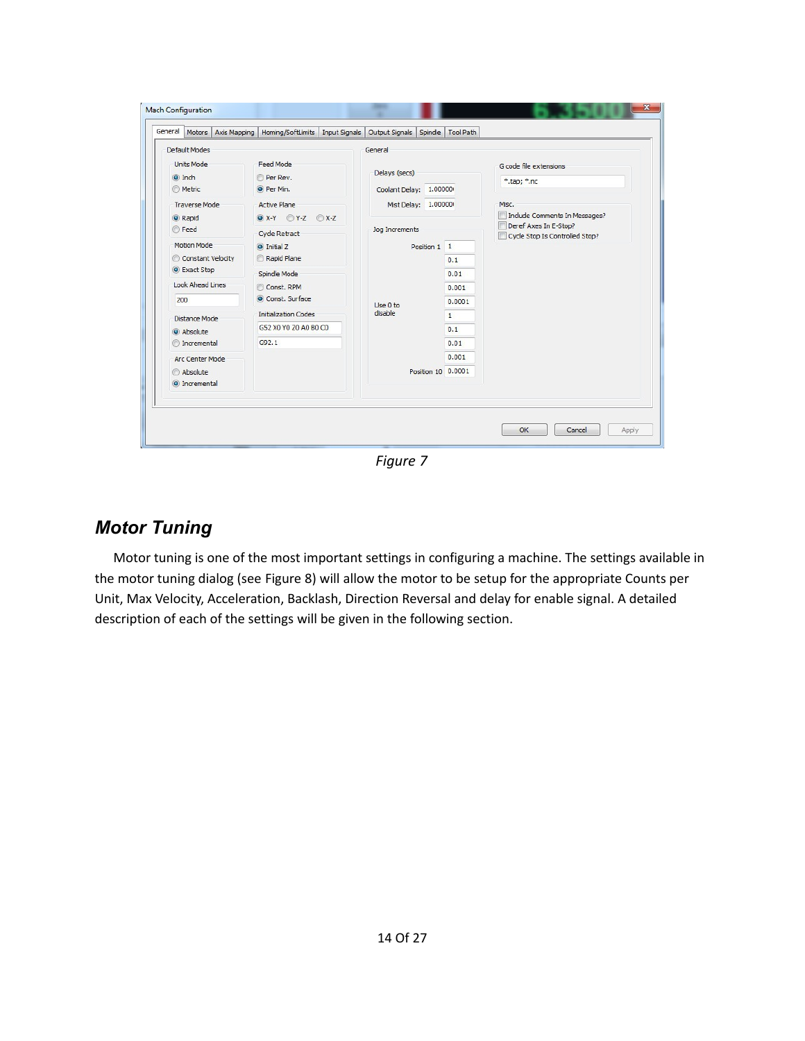*Figure 7*

## *Motor Tuning*

Motor tuning is one of the most important settings in configuring a machine. The settings available in the motor tuning dialog (see Figure 8) will allow the motor to be setup for the appropriate Counts per Unit, Max Velocity, Acceleration, Backlash, Direction Reversal and delay for enable signal. A detailed description of each of the settings will be given in the following section.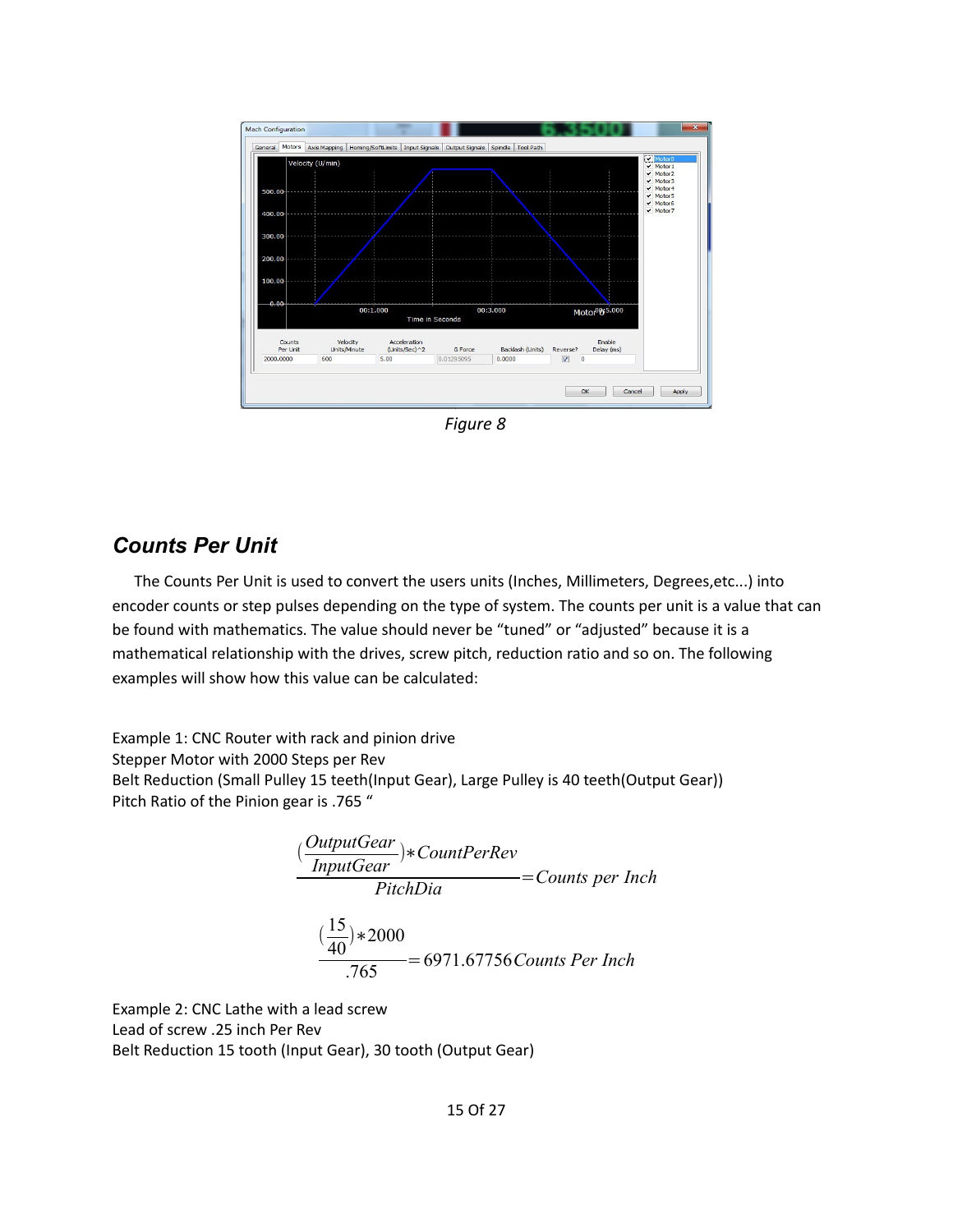*Figure 8*

## *Counts Per Unit*

The Counts Per Unit is used to convert the users units (Inches, Millimeters, Degrees,etc...) into encoder counts or step pulses depending on the type of system. The counts per unit is a value that can be found with mathematics. The value should never be "tuned" or "adjusted" because it is a mathematical relationship with the drives, screw pitch, reduction ratio and so on. The following examples will show how this value can be calculated:

Example 1: CNC Router with rack and pinion drive
Stepper Motor with 2000 Steps per Rev
Belt Reduction (Small Pulley 15 teeth(Input Gear), Large Pulley is 40 teeth(Output Gear))
Pitch Ratio of the Pinion gear is .765 "

$$\frac{\left(\frac{OutputGear}{InputGear}\right)*CountPerRev}{PitchDia} = Counts\ per\ Inch$$

$$\frac{\left(\frac{15}{40}\right)*2000}{.765} = 6971.67756\,Counts\ Per\ Inch$$

Example 2: CNC Lathe with a lead screw
Lead of screw .25 inch Per Rev
Belt Reduction 15 tooth (Input Gear), 30 tooth (Output Gear)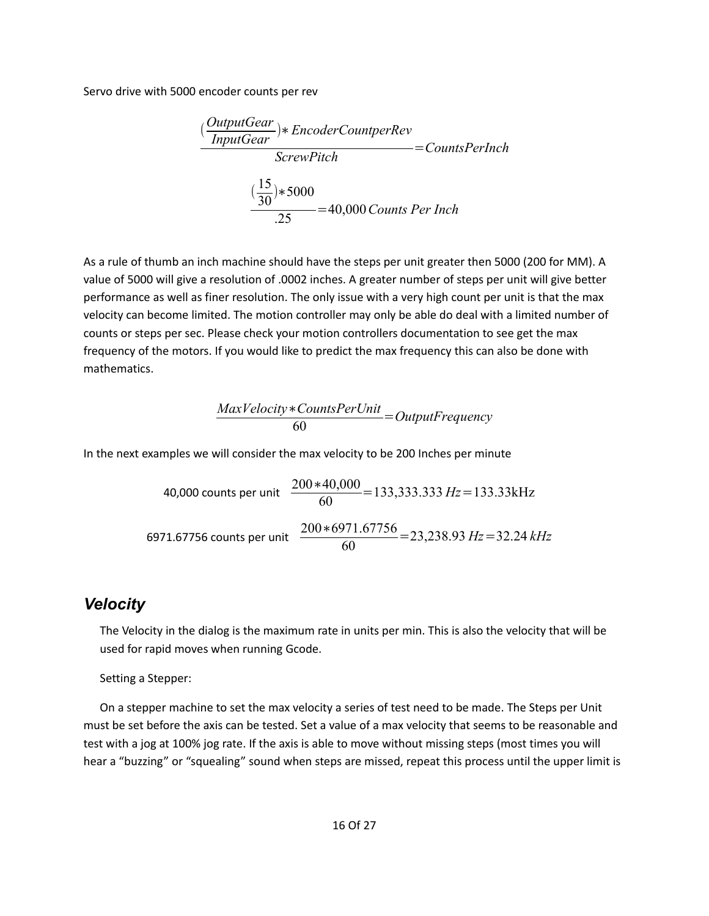Servo drive with 5000 encoder counts per rev

$$\frac{(\frac{OutputGear}{InputGear})*EncoderCountperRev}{ScrewPitch}=CountsPerInch$$

$$\frac{(\frac{15}{30})*5000}{.25}=40{,}000\,Counts\ Per\ Inch$$

As a rule of thumb an inch machine should have the steps per unit greater then 5000 (200 for MM). A value of 5000 will give a resolution of .0002 inches. A greater number of steps per unit will give better performance as well as finer resolution. The only issue with a very high count per unit is that the max velocity can become limited. The motion controller may only be able do deal with a limited number of counts or steps per sec. Please check your motion controllers documentation to see get the max frequency of the motors. If you would like to predict the max frequency this can also be done with mathematics.

$$\frac{MaxVelocity*CountsPerUnit}{60}=OutputFrequency$$

In the next examples we will consider the max velocity to be 200 Inches per minute

40,000 counts per unit $\frac{200*40{,}000}{60}=133{,}333.333\,Hz=133.33\text{kHz}$

6971.67756 counts per unit $\frac{200*6971.67756}{60}=23{,}238.93\,Hz=32.24\,kHz$

## *Velocity*

The Velocity in the dialog is the maximum rate in units per min. This is also the velocity that will be used for rapid moves when running Gcode.

Setting a Stepper:

On a stepper machine to set the max velocity a series of test need to be made. The Steps per Unit must be set before the axis can be tested. Set a value of a max velocity that seems to be reasonable and test with a jog at 100% jog rate. If the axis is able to move without missing steps (most times you will hear a "buzzing" or "squealing" sound when steps are missed, repeat this process until the upper limit is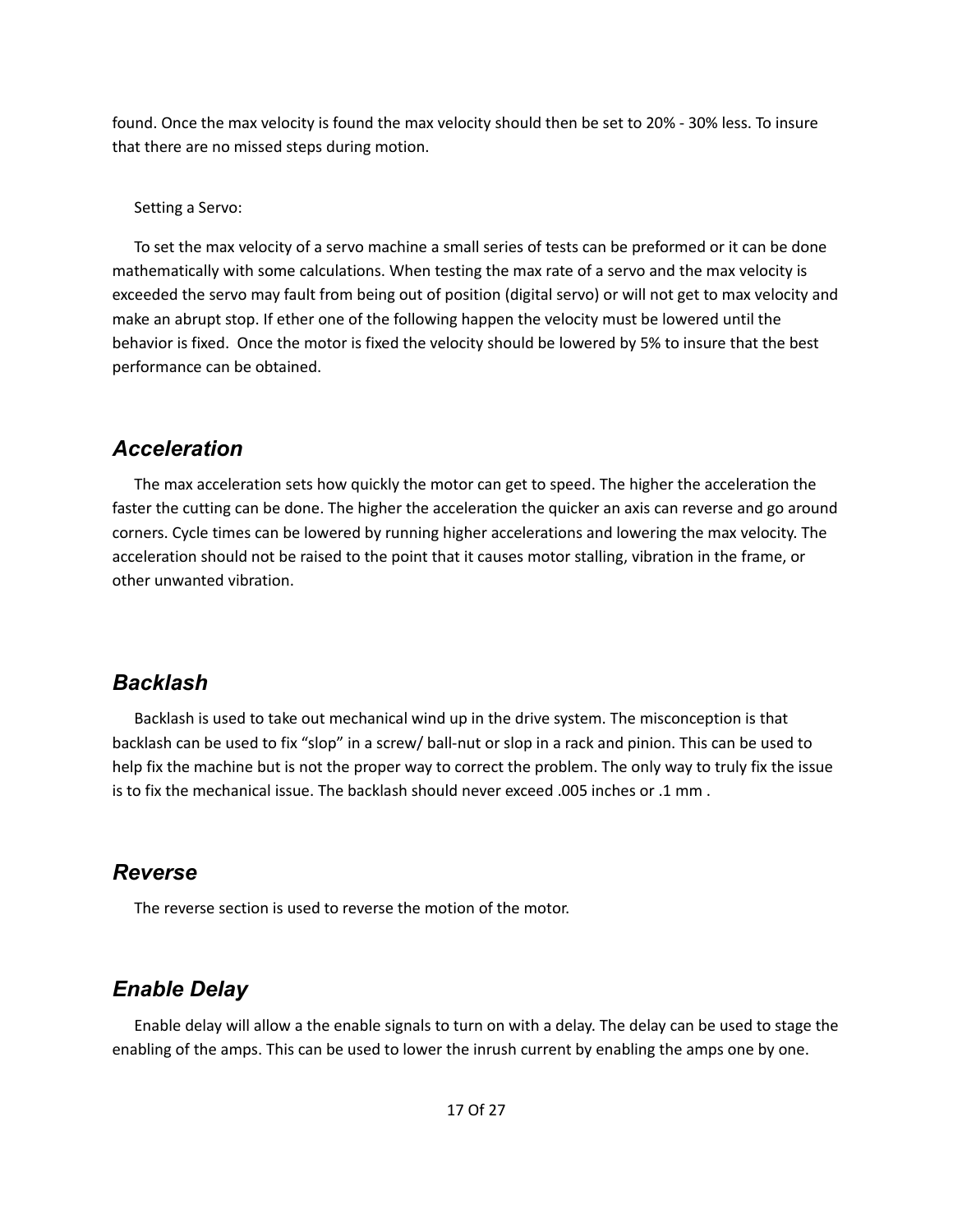found. Once the max velocity is found the max velocity should then be set to 20% - 30% less. To insure that there are no missed steps during motion.

Setting a Servo:

To set the max velocity of a servo machine a small series of tests can be preformed or it can be done mathematically with some calculations. When testing the max rate of a servo and the max velocity is exceeded the servo may fault from being out of position (digital servo) or will not get to max velocity and make an abrupt stop. If ether one of the following happen the velocity must be lowered until the behavior is fixed. Once the motor is fixed the velocity should be lowered by 5% to insure that the best performance can be obtained.

## *Acceleration*

The max acceleration sets how quickly the motor can get to speed. The higher the acceleration the faster the cutting can be done. The higher the acceleration the quicker an axis can reverse and go around corners. Cycle times can be lowered by running higher accelerations and lowering the max velocity. The acceleration should not be raised to the point that it causes motor stalling, vibration in the frame, or other unwanted vibration.

## *Backlash*

Backlash is used to take out mechanical wind up in the drive system. The misconception is that backlash can be used to fix “slop” in a screw/ ball-nut or slop in a rack and pinion. This can be used to help fix the machine but is not the proper way to correct the problem. The only way to truly fix the issue is to fix the mechanical issue. The backlash should never exceed .005 inches or .1 mm .

## *Reverse*

The reverse section is used to reverse the motion of the motor.

## *Enable Delay*

Enable delay will allow a the enable signals to turn on with a delay. The delay can be used to stage the enabling of the amps. This can be used to lower the inrush current by enabling the amps one by one.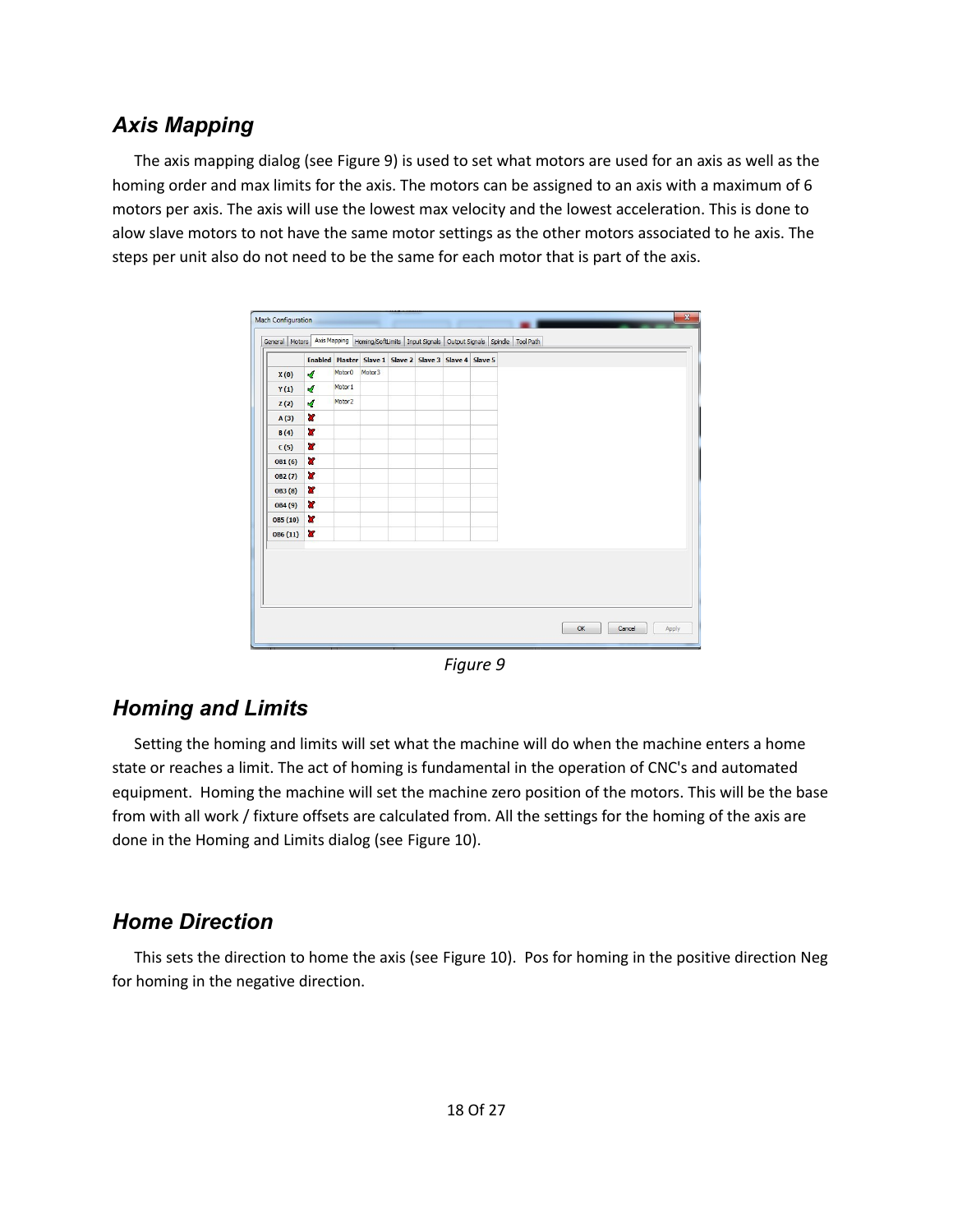## *Axis Mapping*

The axis mapping dialog (see Figure 9) is used to set what motors are used for an axis as well as the homing order and max limits for the axis. The motors can be assigned to an axis with a maximum of 6 motors per axis. The axis will use the lowest max velocity and the lowest acceleration. This is done to alow slave motors to not have the same motor settings as the other motors associated to he axis. The steps per unit also do not need to be the same for each motor that is part of the axis.

*Figure 9*

## *Homing and Limits*

Setting the homing and limits will set what the machine will do when the machine enters a home state or reaches a limit. The act of homing is fundamental in the operation of CNC's and automated equipment. Homing the machine will set the machine zero position of the motors. This will be the base from with all work / fixture offsets are calculated from. All the settings for the homing of the axis are done in the Homing and Limits dialog (see Figure 10).

## *Home Direction*

This sets the direction to home the axis (see Figure 10). Pos for homing in the positive direction Neg for homing in the negative direction.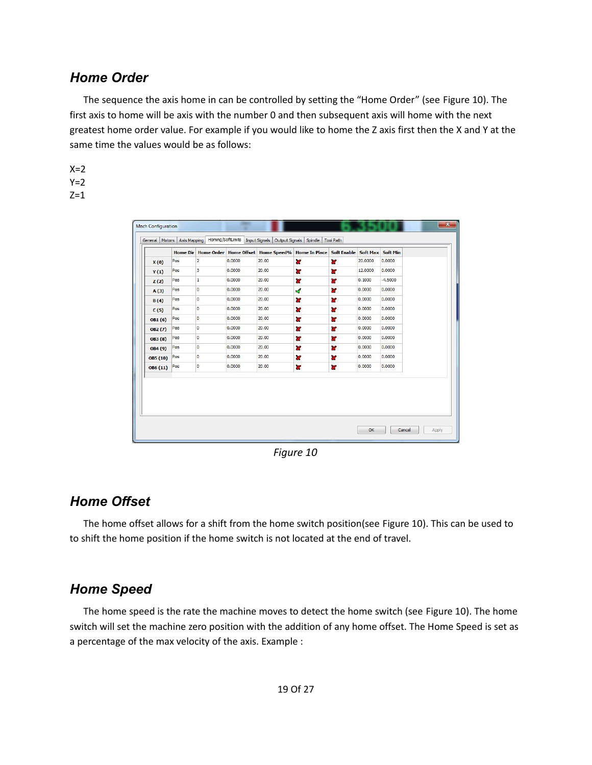## *Home Order*

The sequence the axis home in can be controlled by setting the "Home Order" (see Figure 10). The first axis to home will be axis with the number 0 and then subsequent axis will home with the next greatest home order value. For example if you would like to home the Z axis first then the X and Y at the same time the values would be as follows:

X=2
Y=2
Z=1

| | Home Dir | Home Order | Home Offset | Home Speed% | Home In Place | Soft Enable | Soft Max | Soft Min |
|---|---|---|---|---|---|---|---|---|
| X (0) | Pos | 2 | 0.0000 | 20.00 | ✗ | ✗ | 20.0000 | 0.0000 |
| Y (1) | Pos | 3 | 0.0000 | 20.00 | ✗ | ✗ | 12.0000 | 0.0000 |
| Z (2) | Pos | 1 | 0.0000 | 20.00 | ✗ | ✗ | 0.1000 | -4.5000 |
| A (3) | Pos | 0 | 0.0000 | 20.00 | ✓ | ✗ | 0.0000 | 0.0000 |
| B (4) | Pos | 0 | 0.0000 | 20.00 | ✗ | ✗ | 0.0000 | 0.0000 |
| C (5) | Pos | 0 | 0.0000 | 20.00 | ✗ | ✗ | 0.0000 | 0.0000 |
| OB1 (6) | Pos | 0 | 0.0000 | 20.00 | ✗ | ✗ | 0.0000 | 0.0000 |
| OB2 (7) | Pos | 0 | 0.0000 | 20.00 | ✗ | ✗ | 0.0000 | 0.0000 |
| OB3 (8) | Pos | 0 | 0.0000 | 20.00 | ✗ | ✗ | 0.0000 | 0.0000 |
| OB4 (9) | Pos | 0 | 0.0000 | 20.00 | ✗ | ✗ | 0.0000 | 0.0000 |
| OB5 (10) | Pos | 0 | 0.0000 | 20.00 | ✗ | ✗ | 0.0000 | 0.0000 |
| OB6 (11) | Pos | 0 | 0.0000 | 20.00 | ✗ | ✗ | 0.0000 | 0.0000 |

*Figure 10*

## *Home Offset*

The home offset allows for a shift from the home switch position(see Figure 10). This can be used to to shift the home position if the home switch is not located at the end of travel.

## *Home Speed*

The home speed is the rate the machine moves to detect the home switch (see Figure 10). The home switch will set the machine zero position with the addition of any home offset. The Home Speed is set as a percentage of the max velocity of the axis. Example :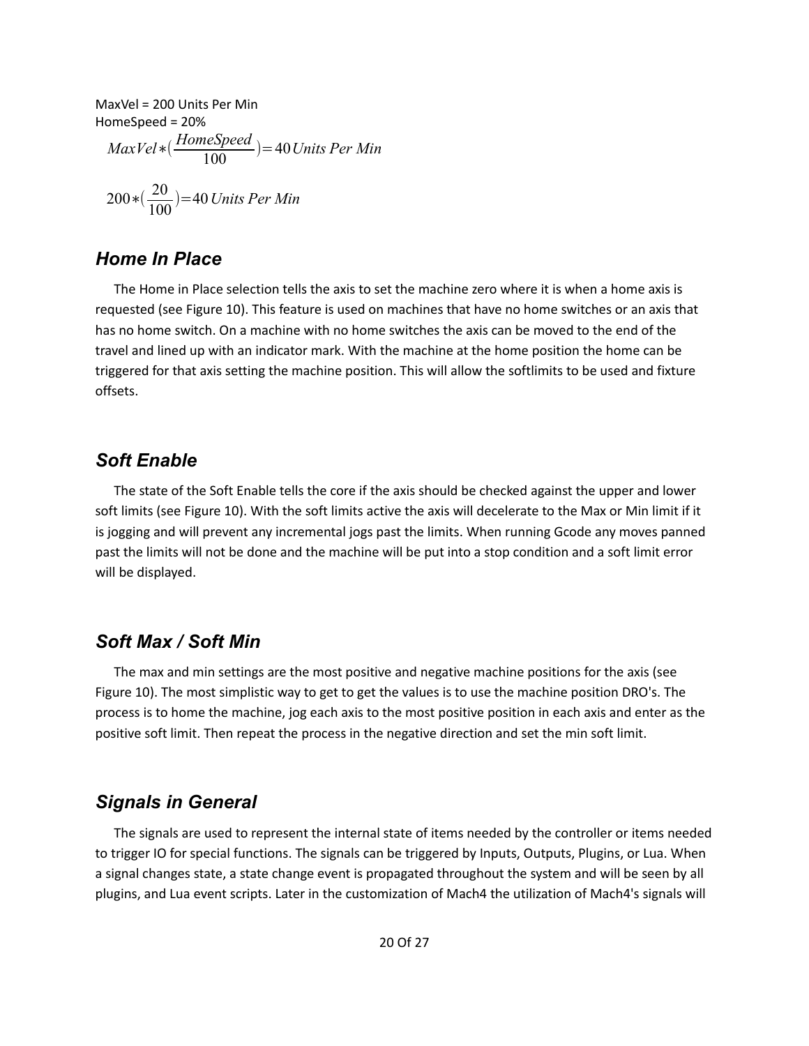MaxVel = 200 Units Per Min
HomeSpeed = 20%

$$MaxVel*(\frac{HomeSpeed}{100})=40\,Units\ Per\ Min$$

$$200*(\frac{20}{100})=40\,Units\ Per\ Min$$

## *Home In Place*

The Home in Place selection tells the axis to set the machine zero where it is when a home axis is requested (see Figure 10). This feature is used on machines that have no home switches or an axis that has no home switch. On a machine with no home switches the axis can be moved to the end of the travel and lined up with an indicator mark. With the machine at the home position the home can be triggered for that axis setting the machine position. This will allow the softlimits to be used and fixture offsets.

## *Soft Enable*

The state of the Soft Enable tells the core if the axis should be checked against the upper and lower soft limits (see Figure 10). With the soft limits active the axis will decelerate to the Max or Min limit if it is jogging and will prevent any incremental jogs past the limits. When running Gcode any moves panned past the limits will not be done and the machine will be put into a stop condition and a soft limit error will be displayed.

## *Soft Max / Soft Min*

The max and min settings are the most positive and negative machine positions for the axis (see Figure 10). The most simplistic way to get to get the values is to use the machine position DRO's. The process is to home the machine, jog each axis to the most positive position in each axis and enter as the positive soft limit. Then repeat the process in the negative direction and set the min soft limit.

## *Signals in General*

The signals are used to represent the internal state of items needed by the controller or items needed to trigger IO for special functions. The signals can be triggered by Inputs, Outputs, Plugins, or Lua. When a signal changes state, a state change event is propagated throughout the system and will be seen by all plugins, and Lua event scripts. Later in the customization of Mach4 the utilization of Mach4's signals will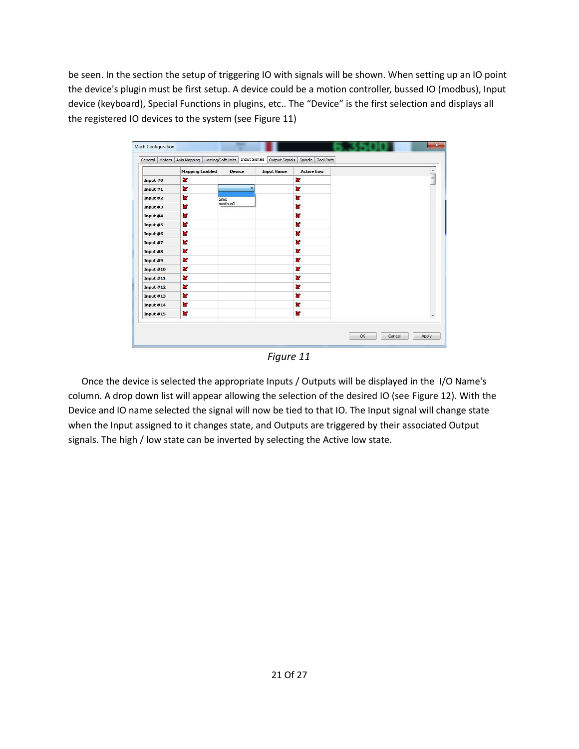be seen. In the section the setup of triggering IO with signals will be shown. When setting up an IO point the device's plugin must be first setup. A device could be a motion controller, bussed IO (modbus), Input device (keyboard), Special Functions in plugins, etc.. The "Device" is the first selection and displays all the registered IO devices to the system (see Figure 11)

*Figure 11*

Once the device is selected the appropriate Inputs / Outputs will be displayed in the I/O Name's column. A drop down list will appear allowing the selection of the desired IO (see Figure 12). With the Device and IO name selected the signal will now be tied to that IO. The Input signal will change state when the Input assigned to it changes state, and Outputs are triggered by their associated Output signals. The high / low state can be inverted by selecting the Active low state.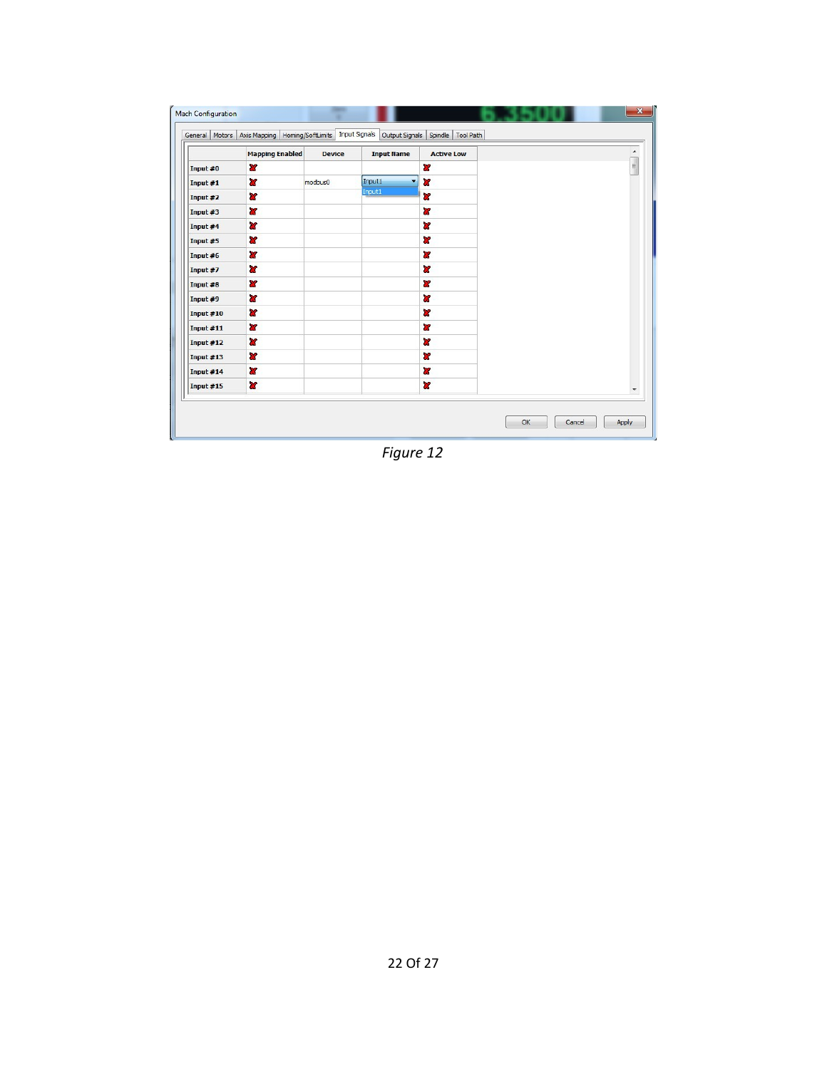*Figure 12*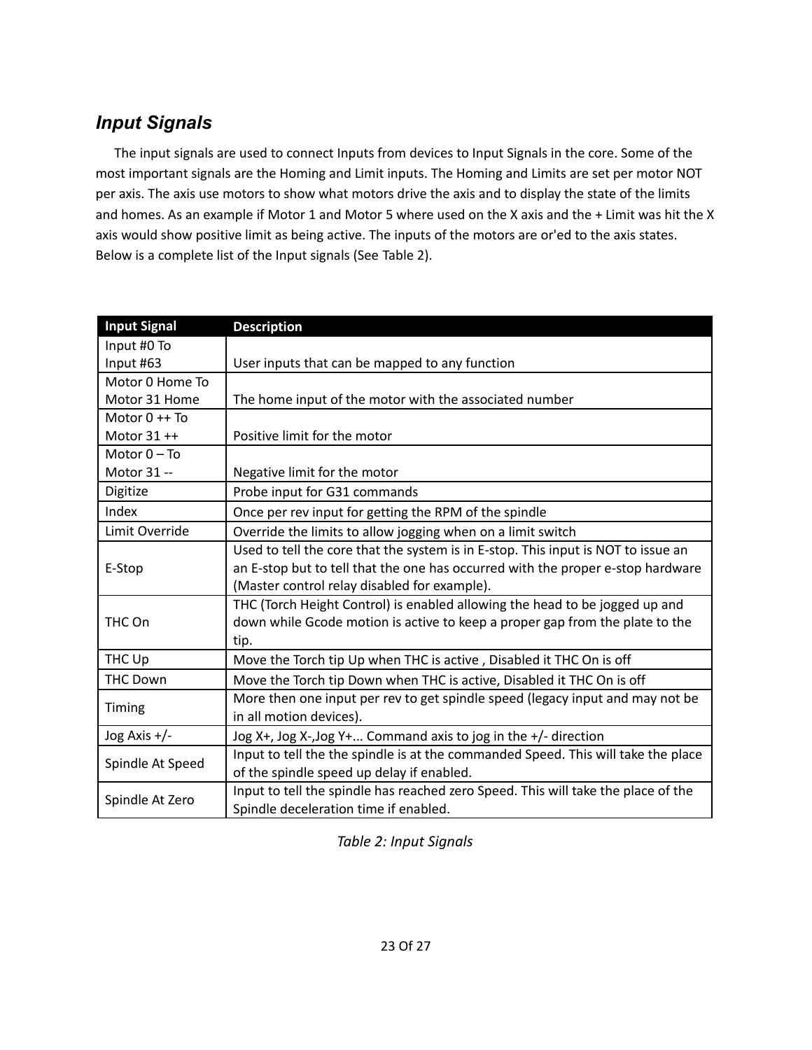## *Input Signals*

The input signals are used to connect Inputs from devices to Input Signals in the core. Some of the most important signals are the Homing and Limit inputs. The Homing and Limits are set per motor NOT per axis. The axis use motors to show what motors drive the axis and to display the state of the limits and homes. As an example if Motor 1 and Motor 5 where used on the X axis and the + Limit was hit the X axis would show positive limit as being active. The inputs of the motors are or'ed to the axis states. Below is a complete list of the Input signals (See Table 2).

| Input Signal | Description |
|---|---|
| Input #0 To Input #63 | User inputs that can be mapped to any function |
| Motor 0 Home To Motor 31 Home | The home input of the motor with the associated number |
| Motor 0 ++ To Motor 31 ++ | Positive limit for the motor |
| Motor 0 – To Motor 31 -- | Negative limit for the motor |
| Digitize | Probe input for G31 commands |
| Index | Once per rev input for getting the RPM of the spindle |
| Limit Override | Override the limits to allow jogging when on a limit switch |
| E-Stop | Used to tell the core that the system is in E-stop. This input is NOT to issue an an E-stop but to tell that the one has occurred with the proper e-stop hardware (Master control relay disabled for example). |
| THC On | THC (Torch Height Control) is enabled allowing the head to be jogged up and down while Gcode motion is active to keep a proper gap from the plate to the tip. |
| THC Up | Move the Torch tip Up when THC is active , Disabled it THC On is off |
| THC Down | Move the Torch tip Down when THC is active, Disabled it THC On is off |
| Timing | More then one input per rev to get spindle speed (legacy input and may not be in all motion devices). |
| Jog Axis +/- | Jog X+, Jog X-,Jog Y+... Command axis to jog in the +/- direction |
| Spindle At Speed | Input to tell the the spindle is at the commanded Speed. This will take the place of the spindle speed up delay if enabled. |
| Spindle At Zero | Input to tell the spindle has reached zero Speed. This will take the place of the Spindle deceleration time if enabled. |

*Table 2: Input Signals*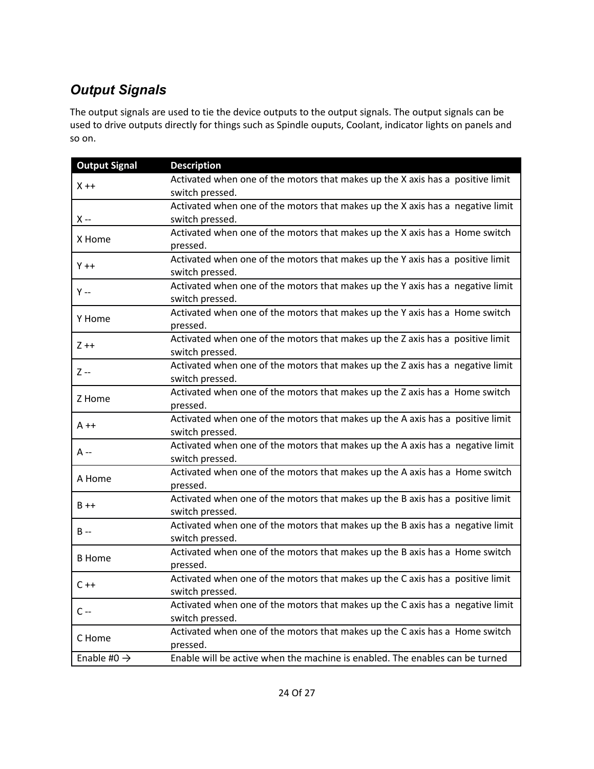### *Output Signals*

The output signals are used to tie the device outputs to the output signals. The output signals can be used to drive outputs directly for things such as Spindle ouputs, Coolant, indicator lights on panels and so on.

| Output Signal | Description |
| --- | --- |
| X ++ | Activated when one of the motors that makes up the X axis has a positive limit switch pressed. |
| X -- | Activated when one of the motors that makes up the X axis has a negative limit switch pressed. |
| X Home | Activated when one of the motors that makes up the X axis has a Home switch pressed. |
| Y ++ | Activated when one of the motors that makes up the Y axis has a positive limit switch pressed. |
| Y -- | Activated when one of the motors that makes up the Y axis has a negative limit switch pressed. |
| Y Home | Activated when one of the motors that makes up the Y axis has a Home switch pressed. |
| Z ++ | Activated when one of the motors that makes up the Z axis has a positive limit switch pressed. |
| Z -- | Activated when one of the motors that makes up the Z axis has a negative limit switch pressed. |
| Z Home | Activated when one of the motors that makes up the Z axis has a Home switch pressed. |
| A ++ | Activated when one of the motors that makes up the A axis has a positive limit switch pressed. |
| A -- | Activated when one of the motors that makes up the A axis has a negative limit switch pressed. |
| A Home | Activated when one of the motors that makes up the A axis has a Home switch pressed. |
| B ++ | Activated when one of the motors that makes up the B axis has a positive limit switch pressed. |
| B -- | Activated when one of the motors that makes up the B axis has a negative limit switch pressed. |
| B Home | Activated when one of the motors that makes up the B axis has a Home switch pressed. |
| C ++ | Activated when one of the motors that makes up the C axis has a positive limit switch pressed. |
| C -- | Activated when one of the motors that makes up the C axis has a negative limit switch pressed. |
| C Home | Activated when one of the motors that makes up the C axis has a Home switch pressed. |
| Enable #0 → | Enable will be active when the machine is enabled. The enables can be turned |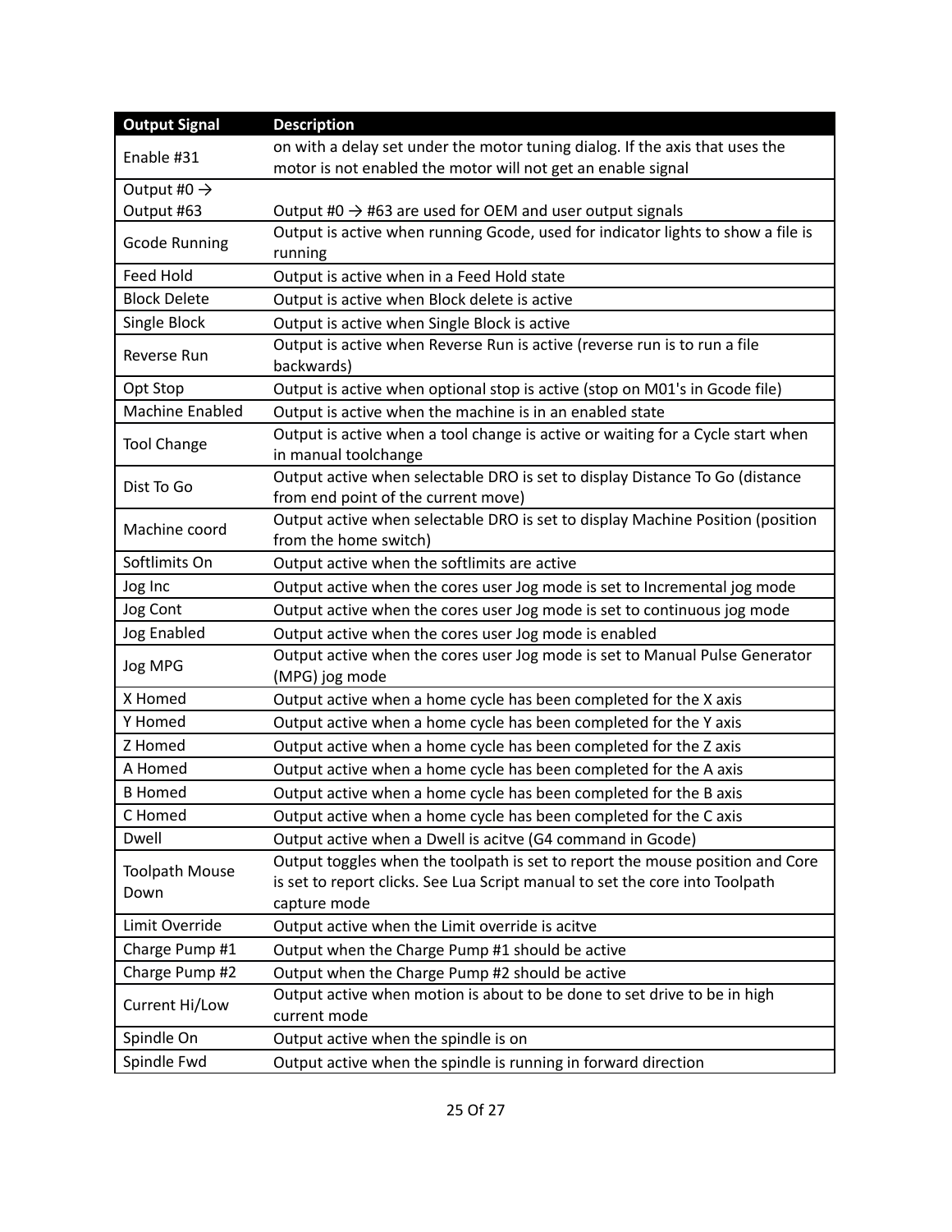| Output Signal | Description |
|---|---|
| Enable #31 | on with a delay set under the motor tuning dialog. If the axis that uses the motor is not enabled the motor will not get an enable signal |
| Output #0 → Output #63 | Output #0 → #63 are used for OEM and user output signals |
| Gcode Running | Output is active when running Gcode, used for indicator lights to show a file is running |
| Feed Hold | Output is active when in a Feed Hold state |
| Block Delete | Output is active when Block delete is active |
| Single Block | Output is active when Single Block is active |
| Reverse Run | Output is active when Reverse Run is active (reverse run is to run a file backwards) |
| Opt Stop | Output is active when optional stop is active (stop on M01's in Gcode file) |
| Machine Enabled | Output is active when the machine is in an enabled state |
| Tool Change | Output is active when a tool change is active or waiting for a Cycle start when in manual toolchange |
| Dist To Go | Output active when selectable DRO is set to display Distance To Go (distance from end point of the current move) |
| Machine coord | Output active when selectable DRO is set to display Machine Position (position from the home switch) |
| Softlimits On | Output active when the softlimits are active |
| Jog Inc | Output active when the cores user Jog mode is set to Incremental jog mode |
| Jog Cont | Output active when the cores user Jog mode is set to continuous jog mode |
| Jog Enabled | Output active when the cores user Jog mode is enabled |
| Jog MPG | Output active when the cores user Jog mode is set to Manual Pulse Generator (MPG) jog mode |
| X Homed | Output active when a home cycle has been completed for the X axis |
| Y Homed | Output active when a home cycle has been completed for the Y axis |
| Z Homed | Output active when a home cycle has been completed for the Z axis |
| A Homed | Output active when a home cycle has been completed for the A axis |
| B Homed | Output active when a home cycle has been completed for the B axis |
| C Homed | Output active when a home cycle has been completed for the C axis |
| Dwell | Output active when a Dwell is acitve (G4 command in Gcode) |
| Toolpath Mouse Down | Output toggles when the toolpath is set to report the mouse position and Core is set to report clicks. See Lua Script manual to set the core into Toolpath capture mode |
| Limit Override | Output active when the Limit override is acitve |
| Charge Pump #1 | Output when the Charge Pump #1 should be active |
| Charge Pump #2 | Output when the Charge Pump #2 should be active |
| Current Hi/Low | Output active when motion is about to be done to set drive to be in high current mode |
| Spindle On | Output active when the spindle is on |
| Spindle Fwd | Output active when the spindle is running in forward direction |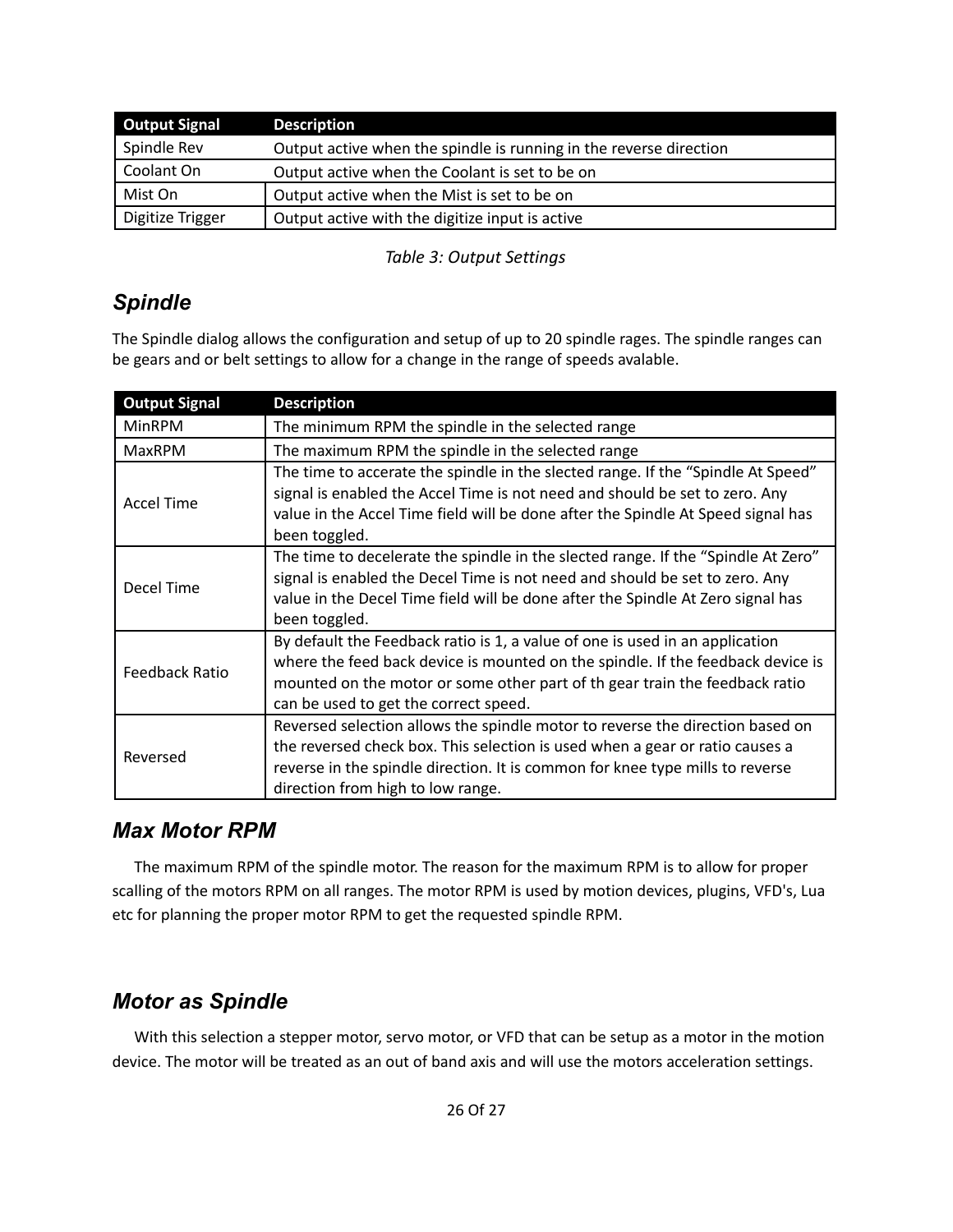| Output Signal | Description |
| --- | --- |
| Spindle Rev | Output active when the spindle is running in the reverse direction |
| Coolant On | Output active when the Coolant is set to be on |
| Mist On | Output active when the Mist is set to be on |
| Digitize Trigger | Output active with the digitize input is active |

*Table 3: Output Settings*

## Spindle

The Spindle dialog allows the configuration and setup of up to 20 spindle rages. The spindle ranges can be gears and or belt settings to allow for a change in the range of speeds avalable.

| Output Signal | Description |
| --- | --- |
| MinRPM | The minimum RPM the spindle in the selected range |
| MaxRPM | The maximum RPM the spindle in the selected range |
| Accel Time | The time to accerate the spindle in the slected range. If the “Spindle At Speed” signal is enabled the Accel Time is not need and should be set to zero. Any value in the Accel Time field will be done after the Spindle At Speed signal has been toggled. |
| Decel Time | The time to decelerate the spindle in the slected range. If the “Spindle At Zero” signal is enabled the Decel Time is not need and should be set to zero. Any value in the Decel Time field will be done after the Spindle At Zero signal has been toggled. |
| Feedback Ratio | By default the Feedback ratio is 1, a value of one is used in an application where the feed back device is mounted on the spindle. If the feedback device is mounted on the motor or some other part of th gear train the feedback ratio can be used to get the correct speed. |
| Reversed | Reversed selection allows the spindle motor to reverse the direction based on the reversed check box. This selection is used when a gear or ratio causes a reverse in the spindle direction. It is common for knee type mills to reverse direction from high to low range. |

## Max Motor RPM

The maximum RPM of the spindle motor. The reason for the maximum RPM is to allow for proper scalling of the motors RPM on all ranges. The motor RPM is used by motion devices, plugins, VFD's, Lua etc for planning the proper motor RPM to get the requested spindle RPM.

## Motor as Spindle

With this selection a stepper motor, servo motor, or VFD that can be setup as a motor in the motion device. The motor will be treated as an out of band axis and will use the motors acceleration settings.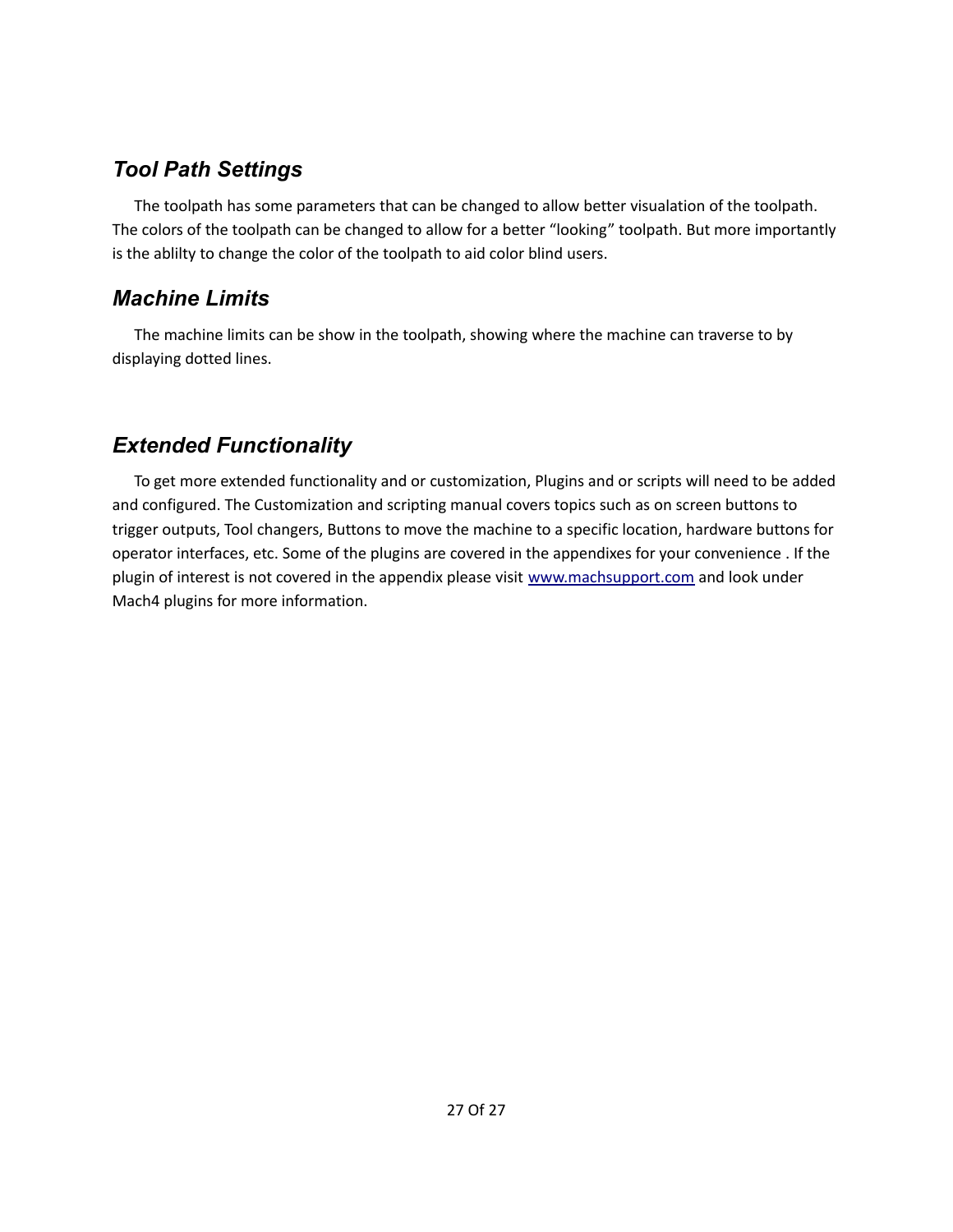## *Tool Path Settings*

The toolpath has some parameters that can be changed to allow better visualation of the toolpath. The colors of the toolpath can be changed to allow for a better "looking" toolpath. But more importantly is the ablilty to change the color of the toolpath to aid color blind users.

## *Machine Limits*

The machine limits can be show in the toolpath, showing where the machine can traverse to by displaying dotted lines.

## *Extended Functionality*

To get more extended functionality and or customization, Plugins and or scripts will need to be added and configured. The Customization and scripting manual covers topics such as on screen buttons to trigger outputs, Tool changers, Buttons to move the machine to a specific location, hardware buttons for operator interfaces, etc. Some of the plugins are covered in the appendixes for your convenience . If the plugin of interest is not covered in the appendix please visit [www.machsupport.com](http://www.machsupport.com) and look under Mach4 plugins for more information.